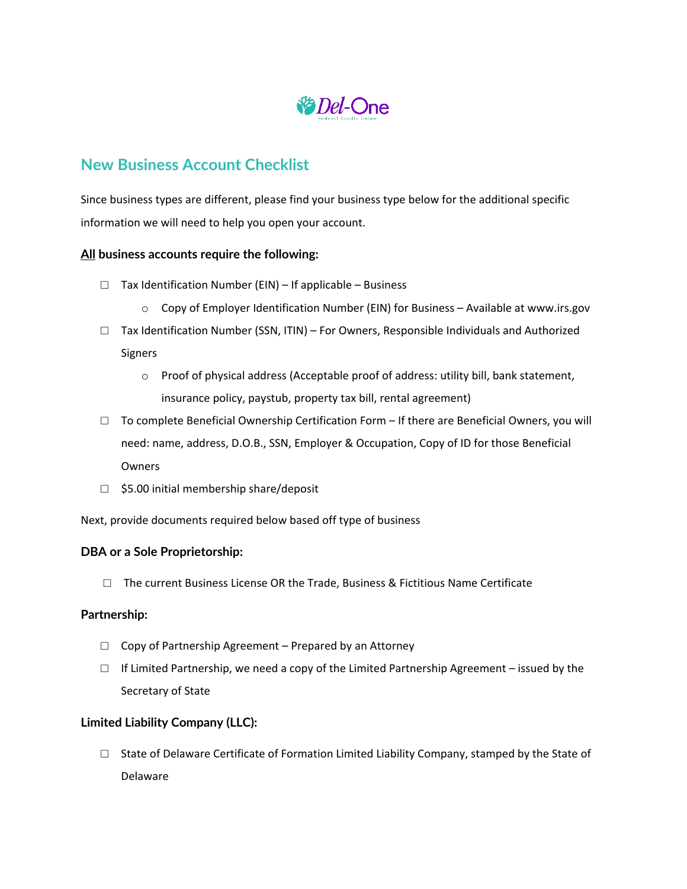Del-One Federal Credit Union

## New Business Account Checklist

Since business types are different, please find your business type below for the additional specific information we will need to help you open your account.

**<u>All</u> business accounts require the following:**

- ☐ Tax Identification Number (EIN) – If applicable – Business
  - Copy of Employer Identification Number (EIN) for Business – Available at www.irs.gov
- ☐ Tax Identification Number (SSN, ITIN) – For Owners, Responsible Individuals and Authorized Signers
  - Proof of physical address (Acceptable proof of address: utility bill, bank statement, insurance policy, paystub, property tax bill, rental agreement)
- ☐ To complete Beneficial Ownership Certification Form – If there are Beneficial Owners, you will need: name, address, D.O.B., SSN, Employer & Occupation, Copy of ID for those Beneficial Owners
- ☐ $5.00 initial membership share/deposit

Next, provide documents required below based off type of business

### DBA or a Sole Proprietorship:

- ☐ The current Business License OR the Trade, Business & Fictitious Name Certificate

### Partnership:

- ☐ Copy of Partnership Agreement – Prepared by an Attorney
- ☐ If Limited Partnership, we need a copy of the Limited Partnership Agreement – issued by the Secretary of State

### Limited Liability Company (LLC):

- ☐ State of Delaware Certificate of Formation Limited Liability Company, stamped by the State of Delaware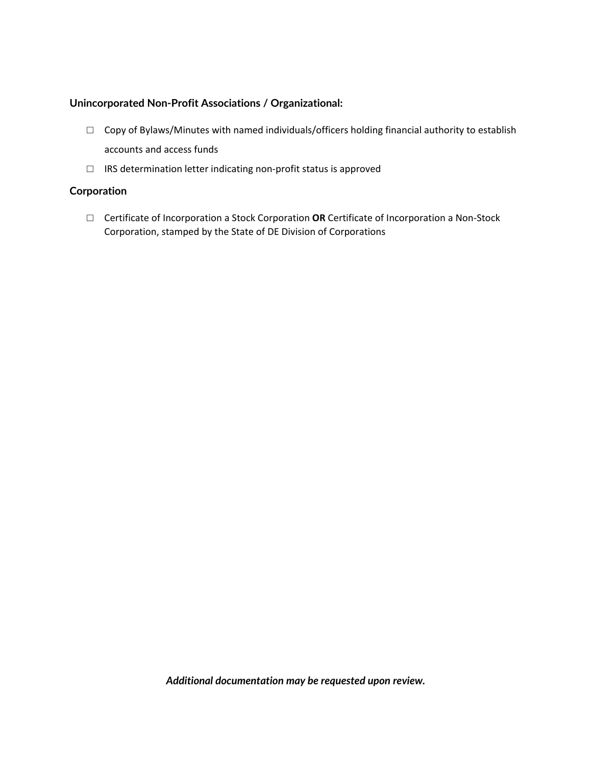### Unincorporated Non-Profit Associations / Organizational:

- ☐ Copy of Bylaws/Minutes with named individuals/officers holding financial authority to establish accounts and access funds
- ☐ IRS determination letter indicating non-profit status is approved

### Corporation

- ☐ Certificate of Incorporation a Stock Corporation **OR** Certificate of Incorporation a Non-Stock Corporation, stamped by the State of DE Division of Corporations

***Additional documentation may be requested upon review.***